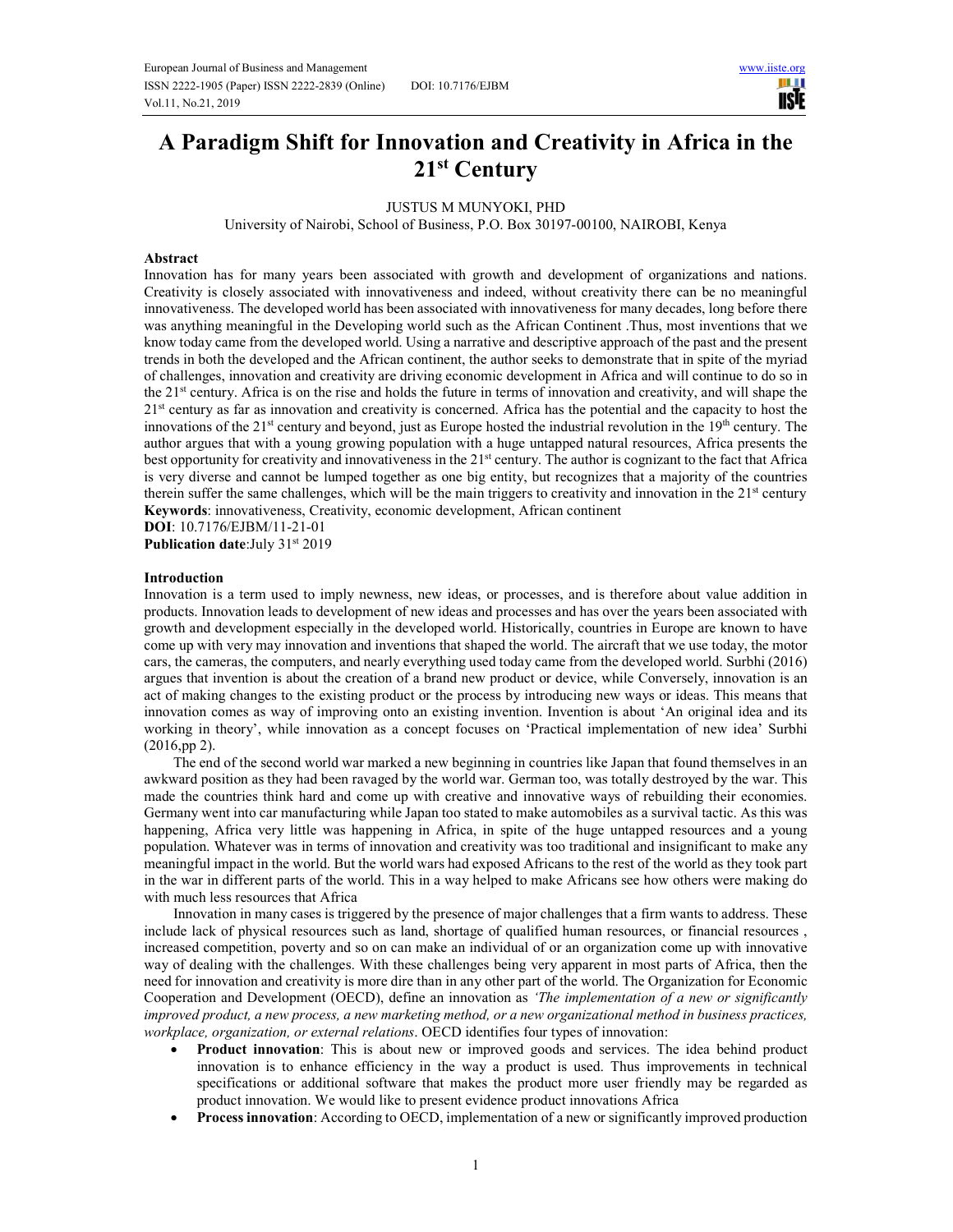# A Paradigm Shift for Innovation and Creativity in Africa in the 21st Century

JUSTUS M MUNYOKI, PHD

University of Nairobi, School of Business, P.O. Box 30197-00100, NAIROBI, Kenya

## Abstract

Innovation has for many years been associated with growth and development of organizations and nations. Creativity is closely associated with innovativeness and indeed, without creativity there can be no meaningful innovativeness. The developed world has been associated with innovativeness for many decades, long before there was anything meaningful in the Developing world such as the African Continent .Thus, most inventions that we know today came from the developed world. Using a narrative and descriptive approach of the past and the present trends in both the developed and the African continent, the author seeks to demonstrate that in spite of the myriad of challenges, innovation and creativity are driving economic development in Africa and will continue to do so in the 21st century. Africa is on the rise and holds the future in terms of innovation and creativity, and will shape the 21st century as far as innovation and creativity is concerned. Africa has the potential and the capacity to host the innovations of the 21st century and beyond, just as Europe hosted the industrial revolution in the 19th century. The author argues that with a young growing population with a huge untapped natural resources, Africa presents the best opportunity for creativity and innovativeness in the 21st century. The author is cognizant to the fact that Africa is very diverse and cannot be lumped together as one big entity, but recognizes that a majority of the countries therein suffer the same challenges, which will be the main triggers to creativity and innovation in the 21st century

**Keywords**: innovativeness, Creativity, economic development, African continent

**DOI**: 10.7176/EJBM/11-21-01

**Publication date**:July 31st 2019

## Introduction

Innovation is a term used to imply newness, new ideas, or processes, and is therefore about value addition in products. Innovation leads to development of new ideas and processes and has over the years been associated with growth and development especially in the developed world. Historically, countries in Europe are known to have come up with very may innovation and inventions that shaped the world. The aircraft that we use today, the motor cars, the cameras, the computers, and nearly everything used today came from the developed world. Surbhi (2016) argues that invention is about the creation of a brand new product or device, while Conversely, innovation is an act of making changes to the existing product or the process by introducing new ways or ideas. This means that innovation comes as way of improving onto an existing invention. Invention is about 'An original idea and its working in theory', while innovation as a concept focuses on 'Practical implementation of new idea' Surbhi (2016,pp 2).

The end of the second world war marked a new beginning in countries like Japan that found themselves in an awkward position as they had been ravaged by the world war. German too, was totally destroyed by the war. This made the countries think hard and come up with creative and innovative ways of rebuilding their economies. Germany went into car manufacturing while Japan too stated to make automobiles as a survival tactic. As this was happening, Africa very little was happening in Africa, in spite of the huge untapped resources and a young population. Whatever was in terms of innovation and creativity was too traditional and insignificant to make any meaningful impact in the world. But the world wars had exposed Africans to the rest of the world as they took part in the war in different parts of the world. This in a way helped to make Africans see how others were making do with much less resources that Africa

Innovation in many cases is triggered by the presence of major challenges that a firm wants to address. These include lack of physical resources such as land, shortage of qualified human resources, or financial resources , increased competition, poverty and so on can make an individual of or an organization come up with innovative way of dealing with the challenges. With these challenges being very apparent in most parts of Africa, then the need for innovation and creativity is more dire than in any other part of the world. The Organization for Economic Cooperation and Development (OECD), define an innovation as *'The implementation of a new or significantly improved product, a new process, a new marketing method, or a new organizational method in business practices, workplace, organization, or external relations*. OECD identifies four types of innovation:

- **Product innovation**: This is about new or improved goods and services. The idea behind product innovation is to enhance efficiency in the way a product is used. Thus improvements in technical specifications or additional software that makes the product more user friendly may be regarded as product innovation. We would like to present evidence product innovations Africa
- **Process innovation**: According to OECD, implementation of a new or significantly improved production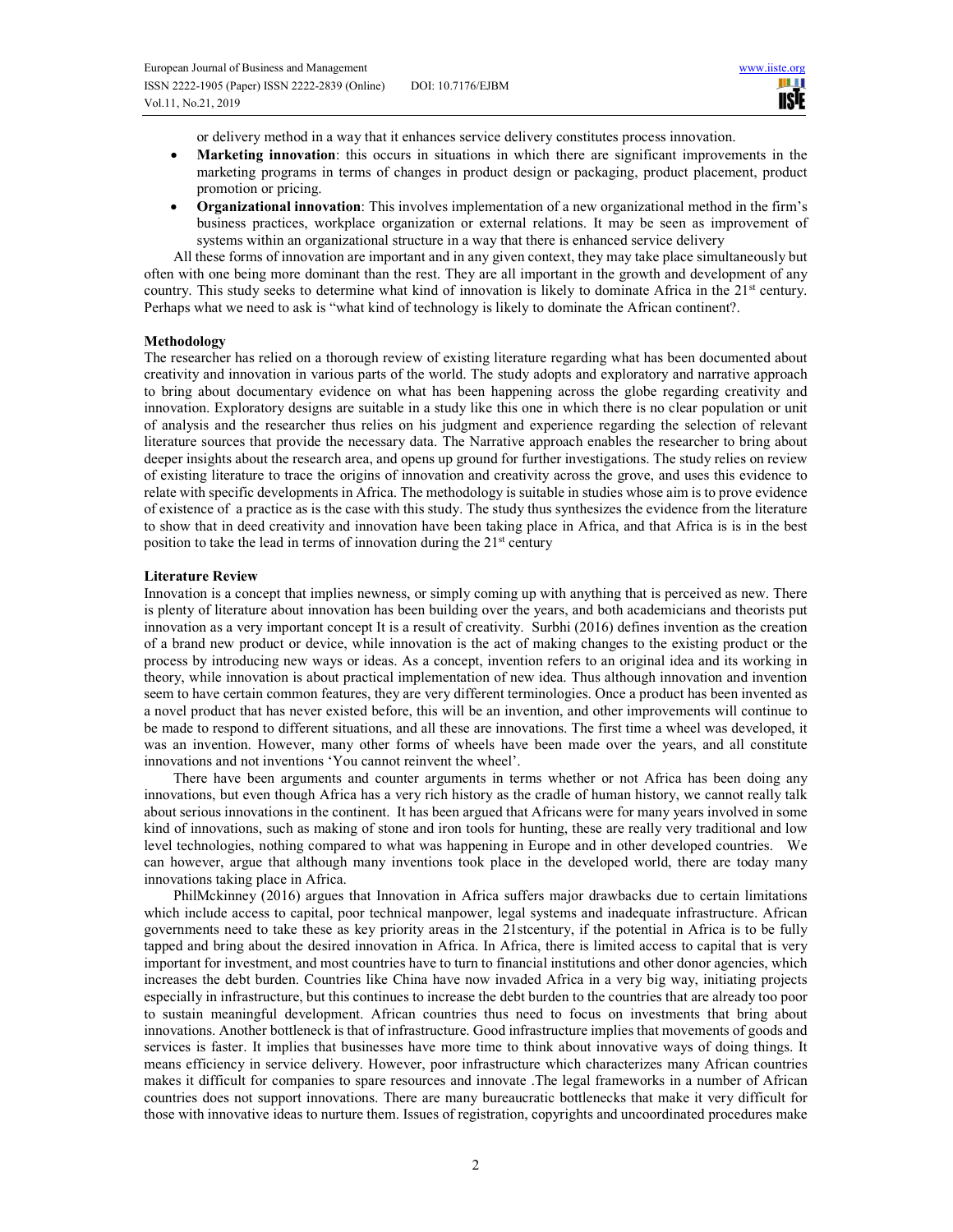or delivery method in a way that it enhances service delivery constitutes process innovation.

- **Marketing innovation**: this occurs in situations in which there are significant improvements in the marketing programs in terms of changes in product design or packaging, product placement, product promotion or pricing.
- **Organizational innovation**: This involves implementation of a new organizational method in the firm's business practices, workplace organization or external relations. It may be seen as improvement of systems within an organizational structure in a way that there is enhanced service delivery

All these forms of innovation are important and in any given context, they may take place simultaneously but often with one being more dominant than the rest. They are all important in the growth and development of any country. This study seeks to determine what kind of innovation is likely to dominate Africa in the 21st century. Perhaps what we need to ask is "what kind of technology is likely to dominate the African continent?.

**Methodology**

The researcher has relied on a thorough review of existing literature regarding what has been documented about creativity and innovation in various parts of the world. The study adopts and exploratory and narrative approach to bring about documentary evidence on what has been happening across the globe regarding creativity and innovation. Exploratory designs are suitable in a study like this one in which there is no clear population or unit of analysis and the researcher thus relies on his judgment and experience regarding the selection of relevant literature sources that provide the necessary data. The Narrative approach enables the researcher to bring about deeper insights about the research area, and opens up ground for further investigations. The study relies on review of existing literature to trace the origins of innovation and creativity across the grove, and uses this evidence to relate with specific developments in Africa. The methodology is suitable in studies whose aim is to prove evidence of existence of a practice as is the case with this study. The study thus synthesizes the evidence from the literature to show that in deed creativity and innovation have been taking place in Africa, and that Africa is is in the best position to take the lead in terms of innovation during the 21st century

**Literature Review**

Innovation is a concept that implies newness, or simply coming up with anything that is perceived as new. There is plenty of literature about innovation has been building over the years, and both academicians and theorists put innovation as a very important concept It is a result of creativity. Surbhi (2016) defines invention as the creation of a brand new product or device, while innovation is the act of making changes to the existing product or the process by introducing new ways or ideas. As a concept, invention refers to an original idea and its working in theory, while innovation is about practical implementation of new idea. Thus although innovation and invention seem to have certain common features, they are very different terminologies. Once a product has been invented as a novel product that has never existed before, this will be an invention, and other improvements will continue to be made to respond to different situations, and all these are innovations. The first time a wheel was developed, it was an invention. However, many other forms of wheels have been made over the years, and all constitute innovations and not inventions 'You cannot reinvent the wheel'.

There have been arguments and counter arguments in terms whether or not Africa has been doing any innovations, but even though Africa has a very rich history as the cradle of human history, we cannot really talk about serious innovations in the continent. It has been argued that Africans were for many years involved in some kind of innovations, such as making of stone and iron tools for hunting, these are really very traditional and low level technologies, nothing compared to what was happening in Europe and in other developed countries. We can however, argue that although many inventions took place in the developed world, there are today many innovations taking place in Africa.

PhilMckinney (2016) argues that Innovation in Africa suffers major drawbacks due to certain limitations which include access to capital, poor technical manpower, legal systems and inadequate infrastructure. African governments need to take these as key priority areas in the 21stcentury, if the potential in Africa is to be fully tapped and bring about the desired innovation in Africa. In Africa, there is limited access to capital that is very important for investment, and most countries have to turn to financial institutions and other donor agencies, which increases the debt burden. Countries like China have now invaded Africa in a very big way, initiating projects especially in infrastructure, but this continues to increase the debt burden to the countries that are already too poor to sustain meaningful development. African countries thus need to focus on investments that bring about innovations. Another bottleneck is that of infrastructure. Good infrastructure implies that movements of goods and services is faster. It implies that businesses have more time to think about innovative ways of doing things. It means efficiency in service delivery. However, poor infrastructure which characterizes many African countries makes it difficult for companies to spare resources and innovate .The legal frameworks in a number of African countries does not support innovations. There are many bureaucratic bottlenecks that make it very difficult for those with innovative ideas to nurture them. Issues of registration, copyrights and uncoordinated procedures make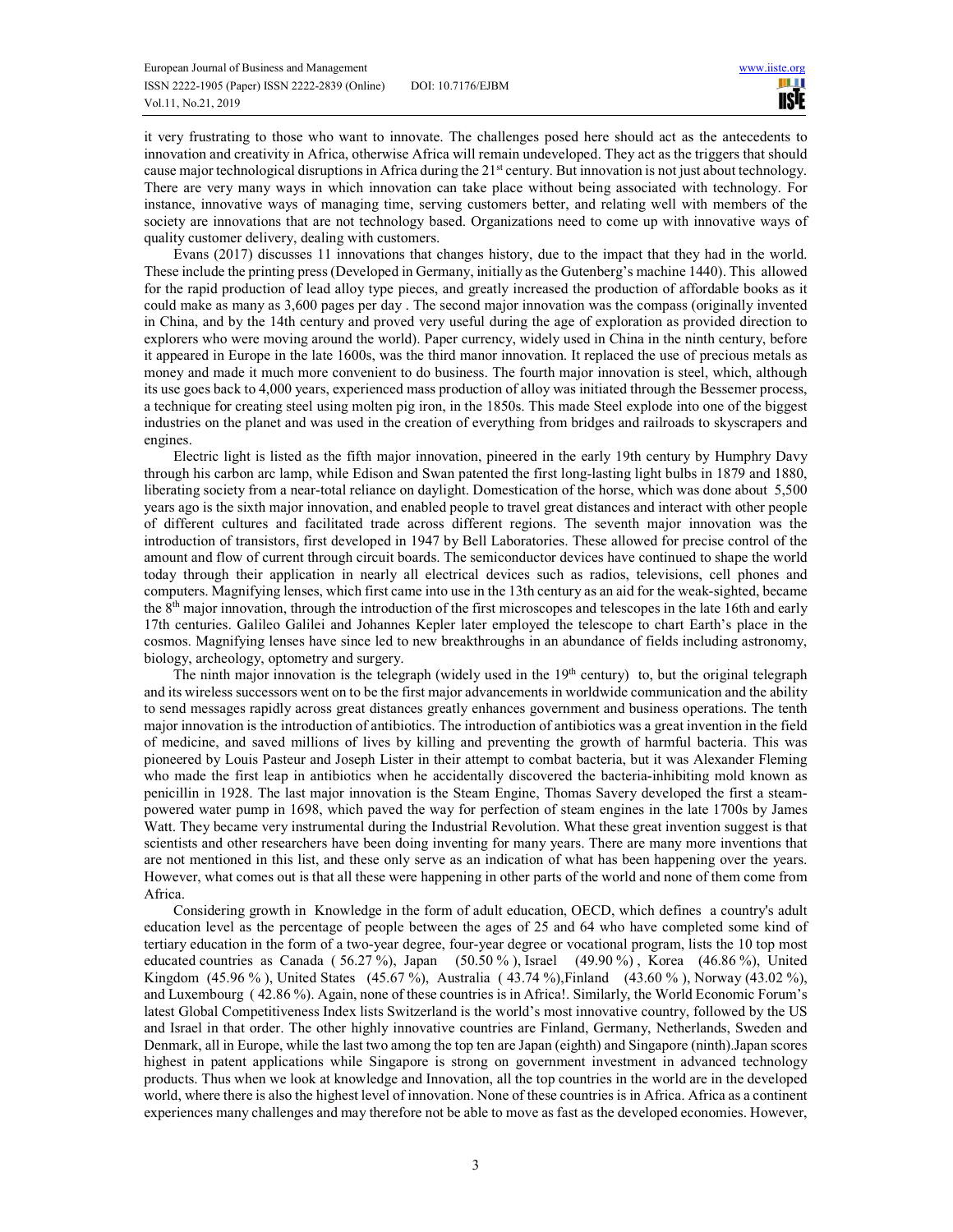it very frustrating to those who want to innovate. The challenges posed here should act as the antecedents to innovation and creativity in Africa, otherwise Africa will remain undeveloped. They act as the triggers that should cause major technological disruptions in Africa during the 21st century. But innovation is not just about technology. There are very many ways in which innovation can take place without being associated with technology. For instance, innovative ways of managing time, serving customers better, and relating well with members of the society are innovations that are not technology based. Organizations need to come up with innovative ways of quality customer delivery, dealing with customers.

Evans (2017) discusses 11 innovations that changes history, due to the impact that they had in the world. These include the printing press (Developed in Germany, initially as the Gutenberg's machine 1440). This allowed for the rapid production of lead alloy type pieces, and greatly increased the production of affordable books as it could make as many as 3,600 pages per day . The second major innovation was the compass (originally invented in China, and by the 14th century and proved very useful during the age of exploration as provided direction to explorers who were moving around the world). Paper currency, widely used in China in the ninth century, before it appeared in Europe in the late 1600s, was the third manor innovation. It replaced the use of precious metals as money and made it much more convenient to do business. The fourth major innovation is steel, which, although its use goes back to 4,000 years, experienced mass production of alloy was initiated through the Bessemer process, a technique for creating steel using molten pig iron, in the 1850s. This made Steel explode into one of the biggest industries on the planet and was used in the creation of everything from bridges and railroads to skyscrapers and engines.

Electric light is listed as the fifth major innovation, pineered in the early 19th century by Humphry Davy through his carbon arc lamp, while Edison and Swan patented the first long-lasting light bulbs in 1879 and 1880, liberating society from a near-total reliance on daylight. Domestication of the horse, which was done about 5,500 years ago is the sixth major innovation, and enabled people to travel great distances and interact with other people of different cultures and facilitated trade across different regions. The seventh major innovation was the introduction of transistors, first developed in 1947 by Bell Laboratories. These allowed for precise control of the amount and flow of current through circuit boards. The semiconductor devices have continued to shape the world today through their application in nearly all electrical devices such as radios, televisions, cell phones and computers. Magnifying lenses, which first came into use in the 13th century as an aid for the weak-sighted, became the 8th major innovation, through the introduction of the first microscopes and telescopes in the late 16th and early 17th centuries. Galileo Galilei and Johannes Kepler later employed the telescope to chart Earth's place in the cosmos. Magnifying lenses have since led to new breakthroughs in an abundance of fields including astronomy, biology, archeology, optometry and surgery.

The ninth major innovation is the telegraph (widely used in the 19th century) to, but the original telegraph and its wireless successors went on to be the first major advancements in worldwide communication and the ability to send messages rapidly across great distances greatly enhances government and business operations. The tenth major innovation is the introduction of antibiotics. The introduction of antibiotics was a great invention in the field of medicine, and saved millions of lives by killing and preventing the growth of harmful bacteria. This was pioneered by Louis Pasteur and Joseph Lister in their attempt to combat bacteria, but it was Alexander Fleming who made the first leap in antibiotics when he accidentally discovered the bacteria-inhibiting mold known as penicillin in 1928. The last major innovation is the Steam Engine, Thomas Savery developed the first a steam-powered water pump in 1698, which paved the way for perfection of steam engines in the late 1700s by James Watt. They became very instrumental during the Industrial Revolution. What these great invention suggest is that scientists and other researchers have been doing inventing for many years. There are many more inventions that are not mentioned in this list, and these only serve as an indication of what has been happening over the years. However, what comes out is that all these were happening in other parts of the world and none of them come from Africa.

Considering growth in Knowledge in the form of adult education, OECD, which defines a country's adult education level as the percentage of people between the ages of 25 and 64 who have completed some kind of tertiary education in the form of a two-year degree, four-year degree or vocational program, lists the 10 top most educated countries as Canada ( 56.27 %), Japan (50.50 % ), Israel (49.90 %) , Korea (46.86 %), United Kingdom (45.96 % ), United States (45.67 %), Australia ( 43.74 %),Finland (43.60 % ), Norway (43.02 %), and Luxembourg ( 42.86 %). Again, none of these countries is in Africa!. Similarly, the World Economic Forum's latest Global Competitiveness Index lists Switzerland is the world's most innovative country, followed by the US and Israel in that order. The other highly innovative countries are Finland, Germany, Netherlands, Sweden and Denmark, all in Europe, while the last two among the top ten are Japan (eighth) and Singapore (ninth).Japan scores highest in patent applications while Singapore is strong on government investment in advanced technology products. Thus when we look at knowledge and Innovation, all the top countries in the world are in the developed world, where there is also the highest level of innovation. None of these countries is in Africa. Africa as a continent experiences many challenges and may therefore not be able to move as fast as the developed economies. However,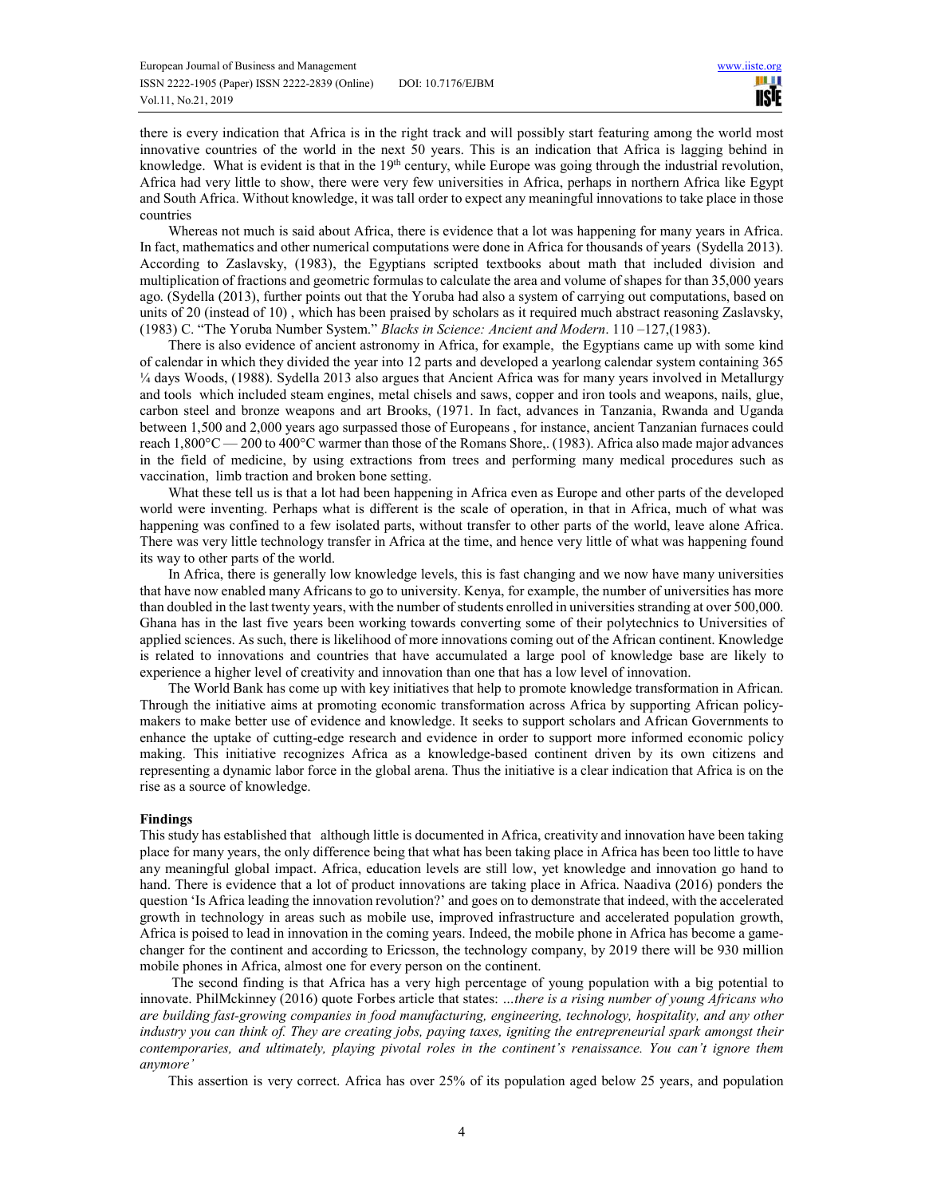there is every indication that Africa is in the right track and will possibly start featuring among the world most innovative countries of the world in the next 50 years. This is an indication that Africa is lagging behind in knowledge. What is evident is that in the 19th century, while Europe was going through the industrial revolution, Africa had very little to show, there were very few universities in Africa, perhaps in northern Africa like Egypt and South Africa. Without knowledge, it was tall order to expect any meaningful innovations to take place in those countries

Whereas not much is said about Africa, there is evidence that a lot was happening for many years in Africa. In fact, mathematics and other numerical computations were done in Africa for thousands of years (Sydella 2013). According to Zaslavsky, (1983), the Egyptians scripted textbooks about math that included division and multiplication of fractions and geometric formulas to calculate the area and volume of shapes for than 35,000 years ago. (Sydella (2013), further points out that the Yoruba had also a system of carrying out computations, based on units of 20 (instead of 10) , which has been praised by scholars as it required much abstract reasoning Zaslavsky, (1983) C. "The Yoruba Number System." *Blacks in Science: Ancient and Modern*. 110 –127,(1983).

There is also evidence of ancient astronomy in Africa, for example, the Egyptians came up with some kind of calendar in which they divided the year into 12 parts and developed a yearlong calendar system containing 365 ¼ days Woods, (1988). Sydella 2013 also argues that Ancient Africa was for many years involved in Metallurgy and tools which included steam engines, metal chisels and saws, copper and iron tools and weapons, nails, glue, carbon steel and bronze weapons and art Brooks, (1971. In fact, advances in Tanzania, Rwanda and Uganda between 1,500 and 2,000 years ago surpassed those of Europeans , for instance, ancient Tanzanian furnaces could reach 1,800°C — 200 to 400°C warmer than those of the Romans Shore,. (1983). Africa also made major advances in the field of medicine, by using extractions from trees and performing many medical procedures such as vaccination, limb traction and broken bone setting.

What these tell us is that a lot had been happening in Africa even as Europe and other parts of the developed world were inventing. Perhaps what is different is the scale of operation, in that in Africa, much of what was happening was confined to a few isolated parts, without transfer to other parts of the world, leave alone Africa. There was very little technology transfer in Africa at the time, and hence very little of what was happening found its way to other parts of the world.

In Africa, there is generally low knowledge levels, this is fast changing and we now have many universities that have now enabled many Africans to go to university. Kenya, for example, the number of universities has more than doubled in the last twenty years, with the number of students enrolled in universities stranding at over 500,000. Ghana has in the last five years been working towards converting some of their polytechnics to Universities of applied sciences. As such, there is likelihood of more innovations coming out of the African continent. Knowledge is related to innovations and countries that have accumulated a large pool of knowledge base are likely to experience a higher level of creativity and innovation than one that has a low level of innovation.

The World Bank has come up with key initiatives that help to promote knowledge transformation in African. Through the initiative aims at promoting economic transformation across Africa by supporting African policy-makers to make better use of evidence and knowledge. It seeks to support scholars and African Governments to enhance the uptake of cutting-edge research and evidence in order to support more informed economic policy making. This initiative recognizes Africa as a knowledge-based continent driven by its own citizens and representing a dynamic labor force in the global arena. Thus the initiative is a clear indication that Africa is on the rise as a source of knowledge.

**Findings**

This study has established that although little is documented in Africa, creativity and innovation have been taking place for many years, the only difference being that what has been taking place in Africa has been too little to have any meaningful global impact. Africa, education levels are still low, yet knowledge and innovation go hand to hand. There is evidence that a lot of product innovations are taking place in Africa. Naadiva (2016) ponders the question 'Is Africa leading the innovation revolution?' and goes on to demonstrate that indeed, with the accelerated growth in technology in areas such as mobile use, improved infrastructure and accelerated population growth, Africa is poised to lead in innovation in the coming years. Indeed, the mobile phone in Africa has become a game-changer for the continent and according to Ericsson, the technology company, by 2019 there will be 930 million mobile phones in Africa, almost one for every person on the continent.

The second finding is that Africa has a very high percentage of young population with a big potential to innovate. PhilMckinney (2016) quote Forbes article that states: *…there is a rising number of young Africans who are building fast-growing companies in food manufacturing, engineering, technology, hospitality, and any other industry you can think of. They are creating jobs, paying taxes, igniting the entrepreneurial spark amongst their contemporaries, and ultimately, playing pivotal roles in the continent's renaissance. You can't ignore them anymore'*

This assertion is very correct. Africa has over 25% of its population aged below 25 years, and population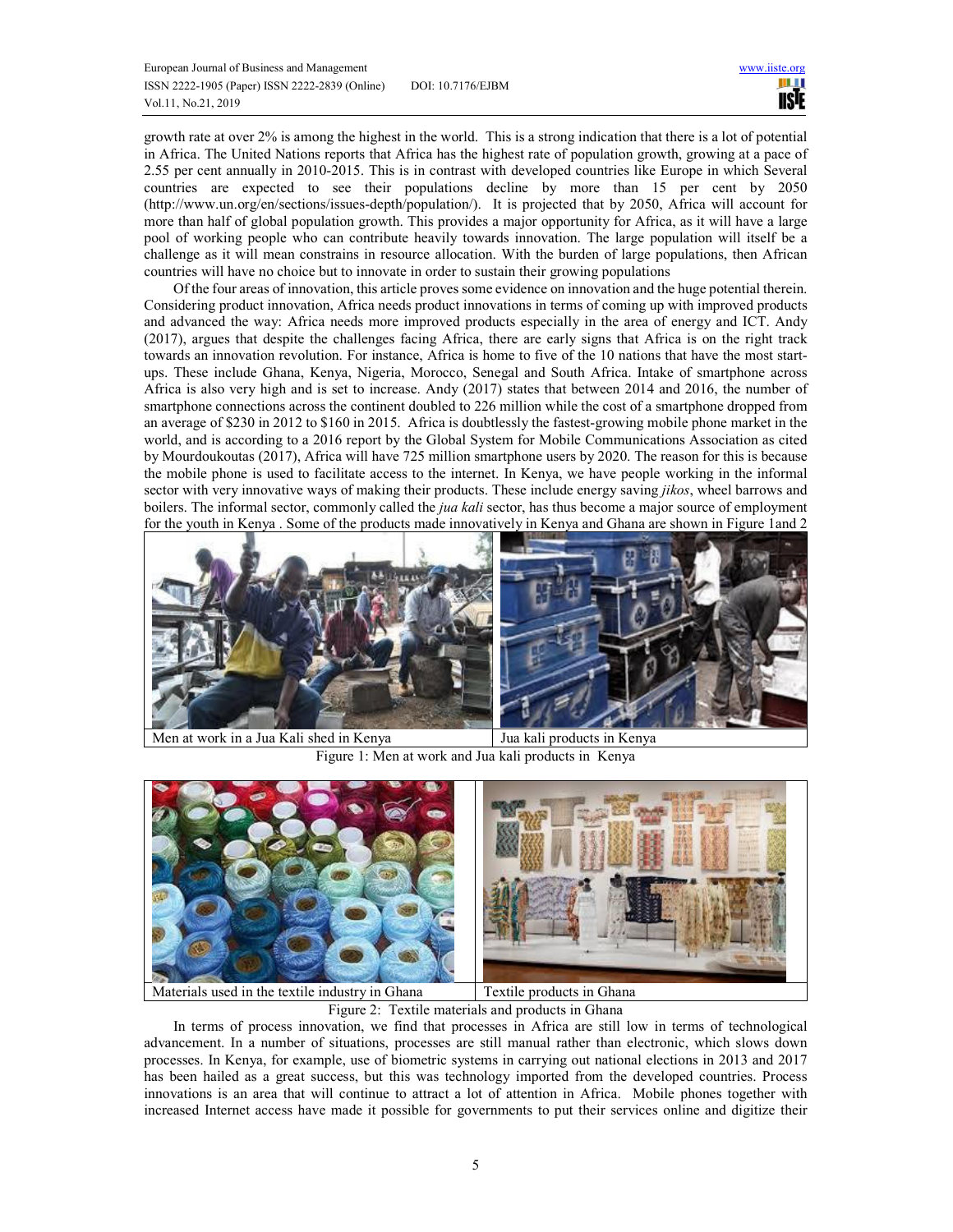growth rate at over 2% is among the highest in the world. This is a strong indication that there is a lot of potential in Africa. The United Nations reports that Africa has the highest rate of population growth, growing at a pace of 2.55 per cent annually in 2010-2015. This is in contrast with developed countries like Europe in which Several countries are expected to see their populations decline by more than 15 per cent by 2050 (http://www.un.org/en/sections/issues-depth/population/). It is projected that by 2050, Africa will account for more than half of global population growth. This provides a major opportunity for Africa, as it will have a large pool of working people who can contribute heavily towards innovation. The large population will itself be a challenge as it will mean constrains in resource allocation. With the burden of large populations, then African countries will have no choice but to innovate in order to sustain their growing populations

Of the four areas of innovation, this article proves some evidence on innovation and the huge potential therein. Considering product innovation, Africa needs product innovations in terms of coming up with improved products and advanced the way: Africa needs more improved products especially in the area of energy and ICT. Andy (2017), argues that despite the challenges facing Africa, there are early signs that Africa is on the right track towards an innovation revolution. For instance, Africa is home to five of the 10 nations that have the most start-ups. These include Ghana, Kenya, Nigeria, Morocco, Senegal and South Africa. Intake of smartphone across Africa is also very high and is set to increase. Andy (2017) states that between 2014 and 2016, the number of smartphone connections across the continent doubled to 226 million while the cost of a smartphone dropped from an average of $230 in 2012 to $160 in 2015. Africa is doubtlessly the fastest-growing mobile phone market in the world, and is according to a 2016 report by the Global System for Mobile Communications Association as cited by Mourdoukoutas (2017), Africa will have 725 million smartphone users by 2020. The reason for this is because the mobile phone is used to facilitate access to the internet. In Kenya, we have people working in the informal sector with very innovative ways of making their products. These include energy saving *jikos*, wheel barrows and boilers. The informal sector, commonly called the *jua kali* sector, has thus become a major source of employment for the youth in Kenya . Some of the products made innovatively in Kenya and Ghana are shown in Figure 1and 2

| Men at work in a Jua Kali shed in Kenya | Jua kali products in Kenya |
|---|---|

Figure 1: Men at work and Jua kali products in Kenya

| Materials used in the textile industry in Ghana | Textile products in Ghana |
|---|---|

Figure 2: Textile materials and products in Ghana

In terms of process innovation, we find that processes in Africa are still low in terms of technological advancement. In a number of situations, processes are still manual rather than electronic, which slows down processes. In Kenya, for example, use of biometric systems in carrying out national elections in 2013 and 2017 has been hailed as a great success, but this was technology imported from the developed countries. Process innovations is an area that will continue to attract a lot of attention in Africa. Mobile phones together with increased Internet access have made it possible for governments to put their services online and digitize their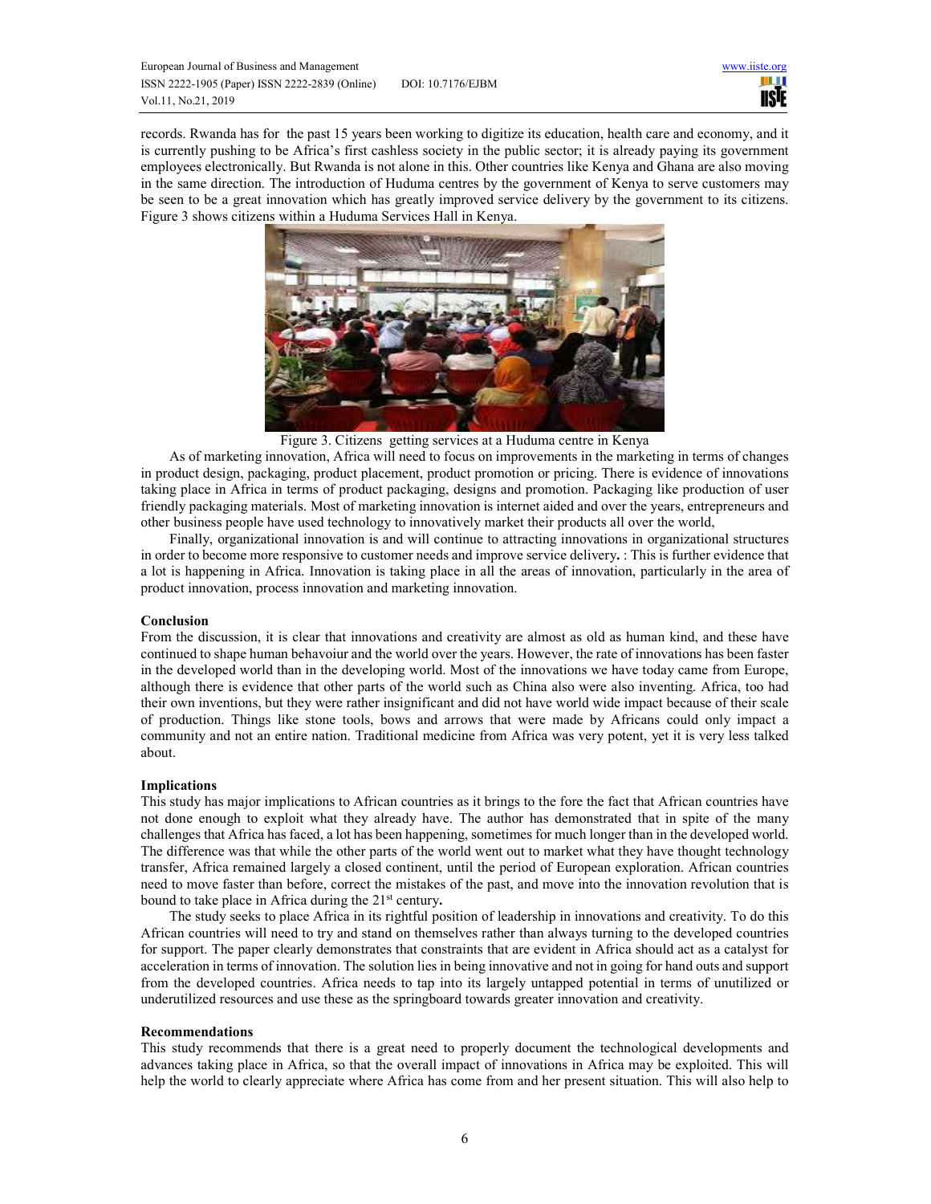records. Rwanda has for the past 15 years been working to digitize its education, health care and economy, and it is currently pushing to be Africa's first cashless society in the public sector; it is already paying its government employees electronically. But Rwanda is not alone in this. Other countries like Kenya and Ghana are also moving in the same direction. The introduction of Huduma centres by the government of Kenya to serve customers may be seen to be a great innovation which has greatly improved service delivery by the government to its citizens. Figure 3 shows citizens within a Huduma Services Hall in Kenya.

Figure 3. Citizens getting services at a Huduma centre in Kenya

As of marketing innovation, Africa will need to focus on improvements in the marketing in terms of changes in product design, packaging, product placement, product promotion or pricing. There is evidence of innovations taking place in Africa in terms of product packaging, designs and promotion. Packaging like production of user friendly packaging materials. Most of marketing innovation is internet aided and over the years, entrepreneurs and other business people have used technology to innovatively market their products all over the world,

Finally, organizational innovation is and will continue to attracting innovations in organizational structures in order to become more responsive to customer needs and improve service delivery**.** : This is further evidence that a lot is happening in Africa. Innovation is taking place in all the areas of innovation, particularly in the area of product innovation, process innovation and marketing innovation.

**Conclusion**

From the discussion, it is clear that innovations and creativity are almost as old as human kind, and these have continued to shape human behavoiur and the world over the years. However, the rate of innovations has been faster in the developed world than in the developing world. Most of the innovations we have today came from Europe, although there is evidence that other parts of the world such as China also were also inventing. Africa, too had their own inventions, but they were rather insignificant and did not have world wide impact because of their scale of production. Things like stone tools, bows and arrows that were made by Africans could only impact a community and not an entire nation. Traditional medicine from Africa was very potent, yet it is very less talked about.

**Implications**

This study has major implications to African countries as it brings to the fore the fact that African countries have not done enough to exploit what they already have. The author has demonstrated that in spite of the many challenges that Africa has faced, a lot has been happening, sometimes for much longer than in the developed world. The difference was that while the other parts of the world went out to market what they have thought technology transfer, Africa remained largely a closed continent, until the period of European exploration. African countries need to move faster than before, correct the mistakes of the past, and move into the innovation revolution that is bound to take place in Africa during the 21st century**.**

The study seeks to place Africa in its rightful position of leadership in innovations and creativity. To do this African countries will need to try and stand on themselves rather than always turning to the developed countries for support. The paper clearly demonstrates that constraints that are evident in Africa should act as a catalyst for acceleration in terms of innovation. The solution lies in being innovative and not in going for hand outs and support from the developed countries. Africa needs to tap into its largely untapped potential in terms of unutilized or underutilized resources and use these as the springboard towards greater innovation and creativity.

**Recommendations**

This study recommends that there is a great need to properly document the technological developments and advances taking place in Africa, so that the overall impact of innovations in Africa may be exploited. This will help the world to clearly appreciate where Africa has come from and her present situation. This will also help to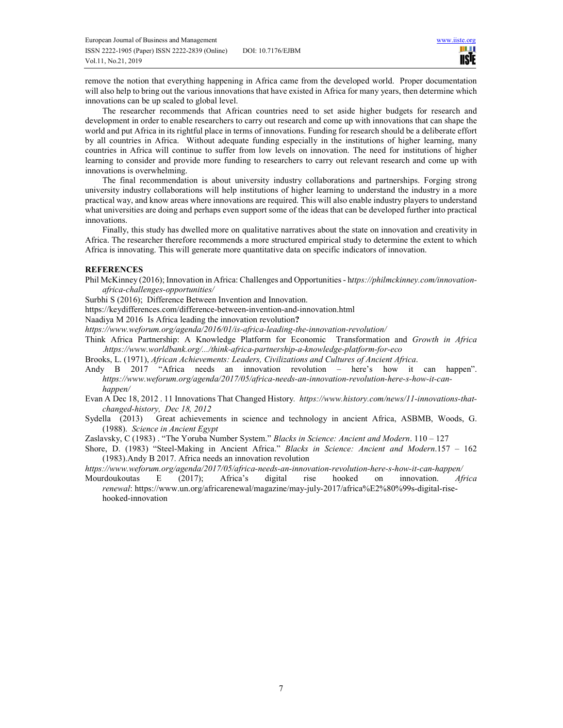remove the notion that everything happening in Africa came from the developed world. Proper documentation will also help to bring out the various innovations that have existed in Africa for many years, then determine which innovations can be up scaled to global level.

The researcher recommends that African countries need to set aside higher budgets for research and development in order to enable researchers to carry out research and come up with innovations that can shape the world and put Africa in its rightful place in terms of innovations. Funding for research should be a deliberate effort by all countries in Africa. Without adequate funding especially in the institutions of higher learning, many countries in Africa will continue to suffer from low levels on innovation. The need for institutions of higher learning to consider and provide more funding to researchers to carry out relevant research and come up with innovations is overwhelming.

The final recommendation is about university industry collaborations and partnerships. Forging strong university industry collaborations will help institutions of higher learning to understand the industry in a more practical way, and know areas where innovations are required. This will also enable industry players to understand what universities are doing and perhaps even support some of the ideas that can be developed further into practical innovations.

Finally, this study has dwelled more on qualitative narratives about the state on innovation and creativity in Africa. The researcher therefore recommends a more structured empirical study to determine the extent to which Africa is innovating. This will generate more quantitative data on specific indicators of innovation.

## REFERENCES

Phil McKinney (2016); Innovation in Africa: Challenges and Opportunities - h*ttps://philmckinney.com/innovation-africa-challenges-opportunities/*

Surbhi S (2016); Difference Between Invention and Innovation.

https://keydifferences.com/difference-between-invention-and-innovation.html

Naadiya M 2016 Is Africa leading the innovation revolution**?**

*https://www.weforum.org/agenda/2016/01/is-africa-leading-the-innovation-revolution/*

Think Africa Partnership: A Knowledge Platform for Economic Transformation and *Growth in Africa .https://www.worldbank.org/.../think-africa-partnership-a-knowledge-platform-for-eco*

Brooks, L. (1971), *African Achievements: Leaders, Civilizations and Cultures of Ancient Africa*.

Andy B 2017 "Africa needs an innovation revolution – here's how it can happen". *https://www.weforum.org/agenda/2017/05/africa-needs-an-innovation-revolution-here-s-how-it-can-happen/*

Evan A Dec 18, 2012 . 11 Innovations That Changed History. *https://www.history.com/news/11-innovations-that-changed-history, Dec 18, 2012*

Sydella (2013) Great achievements in science and technology in ancient Africa, ASBMB, Woods, G. (1988). *Science in Ancient Egypt*

Zaslavsky, C (1983) . "The Yoruba Number System." *Blacks in Science: Ancient and Modern*. 110 – 127

Shore, D. (1983) "Steel-Making in Ancient Africa." *Blacks in Science: Ancient and Modern*.157 – 162 (1983).Andy B 2017. Africa needs an innovation revolution

*https://www.weforum.org/agenda/2017/05/africa-needs-an-innovation-revolution-here-s-how-it-can-happen/*

Mourdoukoutas E (2017); Africa's digital rise hooked on innovation. *Africa renewal*: https://www.un.org/africarenewal/magazine/may-july-2017/africa%E2%80%99s-digital-rise-hooked-innovation